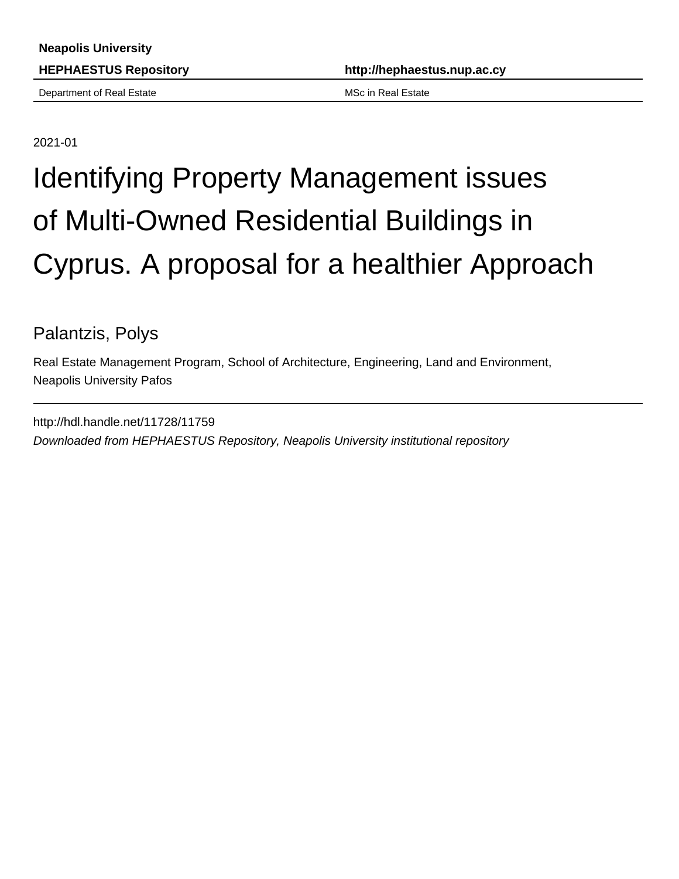Neapolis University

**HEPHAESTUS Repository** **http://hephaestus.nup.ac.cy**

Department of Real Estate MSc in Real Estate

2021-01

# Identifying Property Management issues of Multi-Owned Residential Buildings in Cyprus. A proposal for a healthier Approach

Palantzis, Polys

Real Estate Management Program, School of Architecture, Engineering, Land and Environment, Neapolis University Pafos

http://hdl.handle.net/11728/11759

*Downloaded from HEPHAESTUS Repository, Neapolis University institutional repository*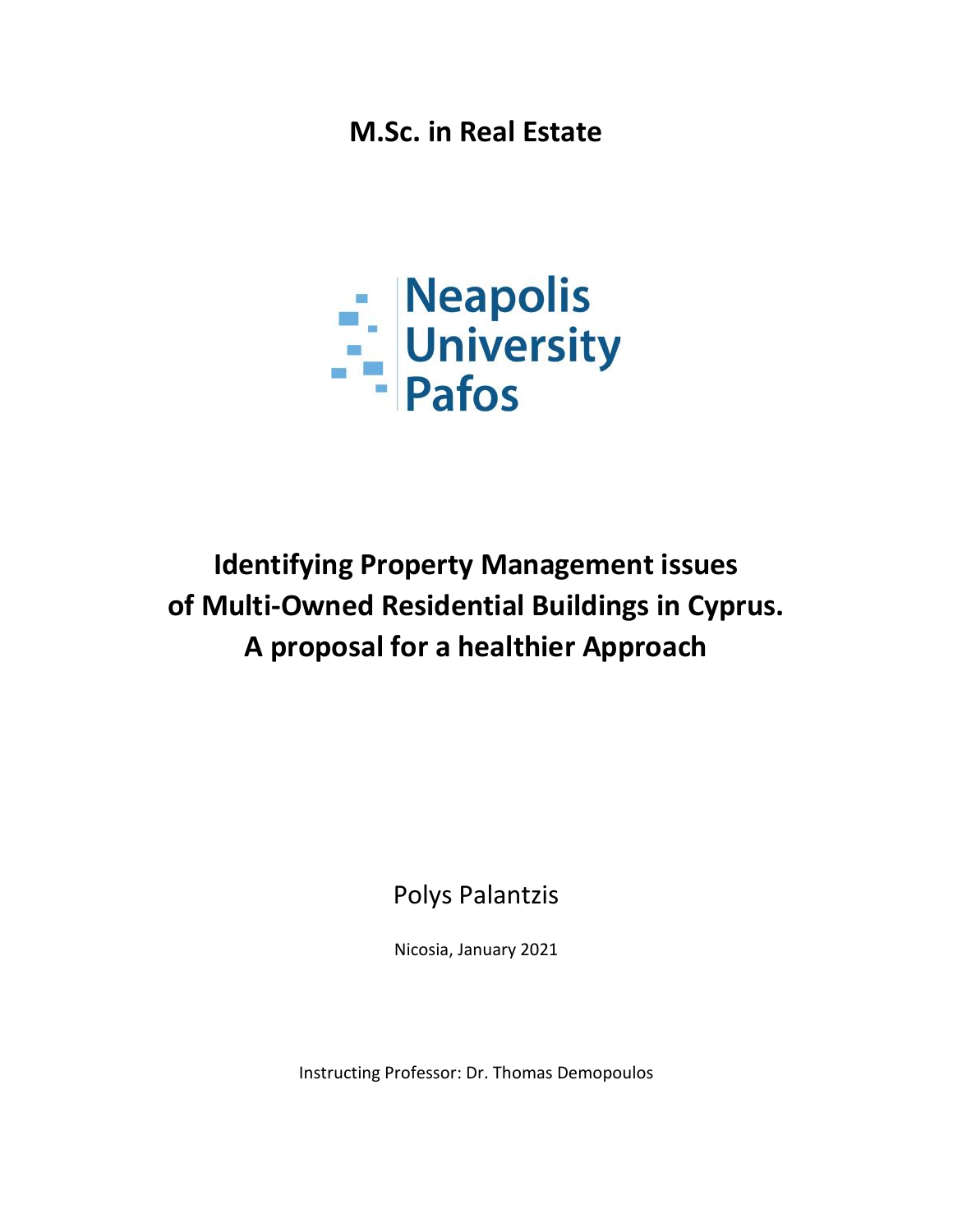**M.Sc. in Real Estate**

Neapolis University Pafos

# Identifying Property Management issues of Multi-Owned Residential Buildings in Cyprus. A proposal for a healthier Approach

Polys Palantzis

Nicosia, January 2021

Instructing Professor: Dr. Thomas Demopoulos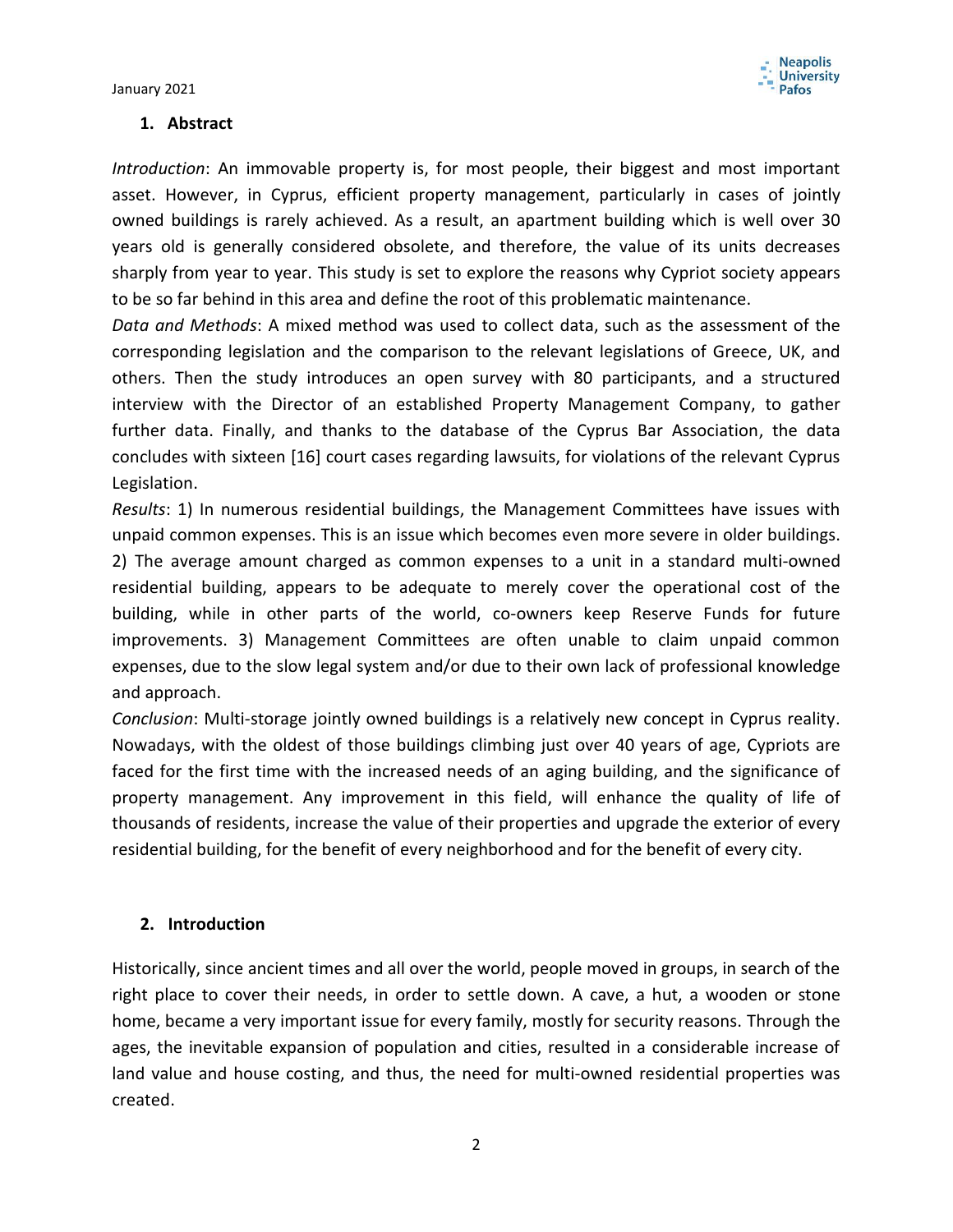## 1. Abstract

*Introduction*: An immovable property is, for most people, their biggest and most important asset. However, in Cyprus, efficient property management, particularly in cases of jointly owned buildings is rarely achieved. As a result, an apartment building which is well over 30 years old is generally considered obsolete, and therefore, the value of its units decreases sharply from year to year. This study is set to explore the reasons why Cypriot society appears to be so far behind in this area and define the root of this problematic maintenance.

*Data and Methods*: A mixed method was used to collect data, such as the assessment of the corresponding legislation and the comparison to the relevant legislations of Greece, UK, and others. Then the study introduces an open survey with 80 participants, and a structured interview with the Director of an established Property Management Company, to gather further data. Finally, and thanks to the database of the Cyprus Bar Association, the data concludes with sixteen [16] court cases regarding lawsuits, for violations of the relevant Cyprus Legislation.

*Results*: 1) In numerous residential buildings, the Management Committees have issues with unpaid common expenses. This is an issue which becomes even more severe in older buildings. 2) The average amount charged as common expenses to a unit in a standard multi-owned residential building, appears to be adequate to merely cover the operational cost of the building, while in other parts of the world, co-owners keep Reserve Funds for future improvements. 3) Management Committees are often unable to claim unpaid common expenses, due to the slow legal system and/or due to their own lack of professional knowledge and approach.

*Conclusion*: Multi-storage jointly owned buildings is a relatively new concept in Cyprus reality. Nowadays, with the oldest of those buildings climbing just over 40 years of age, Cypriots are faced for the first time with the increased needs of an aging building, and the significance of property management. Any improvement in this field, will enhance the quality of life of thousands of residents, increase the value of their properties and upgrade the exterior of every residential building, for the benefit of every neighborhood and for the benefit of every city.

## 2. Introduction

Historically, since ancient times and all over the world, people moved in groups, in search of the right place to cover their needs, in order to settle down. A cave, a hut, a wooden or stone home, became a very important issue for every family, mostly for security reasons. Through the ages, the inevitable expansion of population and cities, resulted in a considerable increase of land value and house costing, and thus, the need for multi-owned residential properties was created.